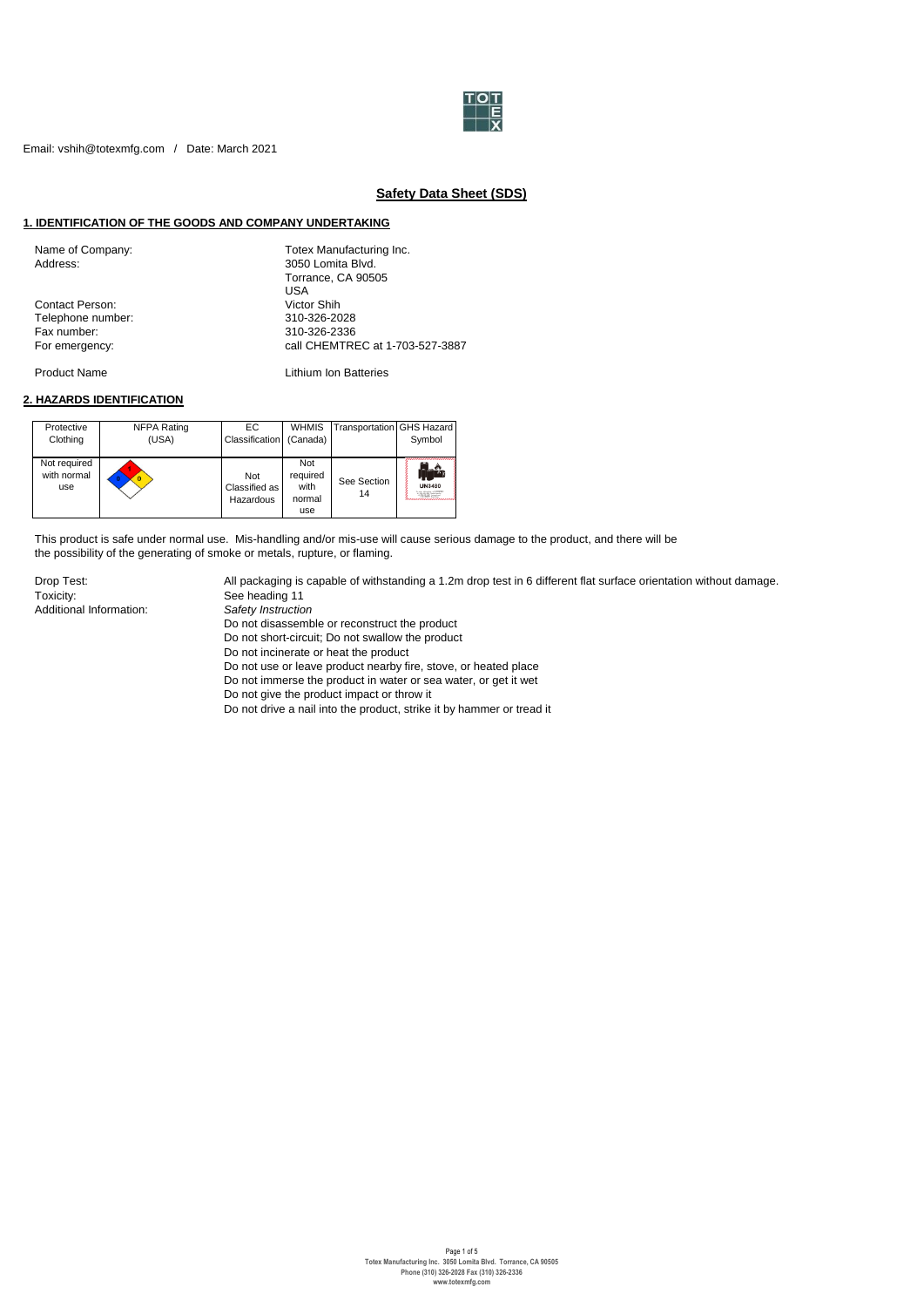Email: vshih@totexmfg.com / Date: March 2021

# Safety Data Sheet (SDS)

## 1. IDENTIFICATION OF THE GOODS AND COMPANY UNDERTAKING

| | |
|---|---|
| Name of Company: | Totex Manufacturing Inc. |
| Address: | 3050 Lomita Blvd.<br>Torrance, CA 90505<br>USA |
| Contact Person: | Victor Shih |
| Telephone number: | 310-326-2028 |
| Fax number: | 310-326-2336 |
| For emergency: | call CHEMTREC at 1-703-527-3887 |
| Product Name | Lithium Ion Batteries |

## 2. HAZARDS IDENTIFICATION

| Protective Clothing | NFPA Rating (USA) | EC Classification | WHMIS (Canada) | Transportation | GHS Hazard Symbol |
|---|---|---|---|---|---|
| Not required with normal use | 1 / 0 / 0 | Not Classified as Hazardous | Not required with normal use | See Section 14 | UN3480 |

This product is safe under normal use. Mis-handling and/or mis-use will cause serious damage to the product, and there will be the possibility of the generating of smoke or metals, rupture, or flaming.

| | |
|---|---|
| Drop Test: | All packaging is capable of withstanding a 1.2m drop test in 6 different flat surface orientation without damage. |
| Toxicity: | See heading 11 |
| Additional Information: | *Safety Instruction* |

Do not disassemble or reconstruct the product
Do not short-circuit; Do not swallow the product
Do not incinerate or heat the product
Do not use or leave product nearby fire, stove, or heated place
Do not immerse the product in water or sea water, or get it wet
Do not give the product impact or throw it
Do not drive a nail into the product, strike it by hammer or tread it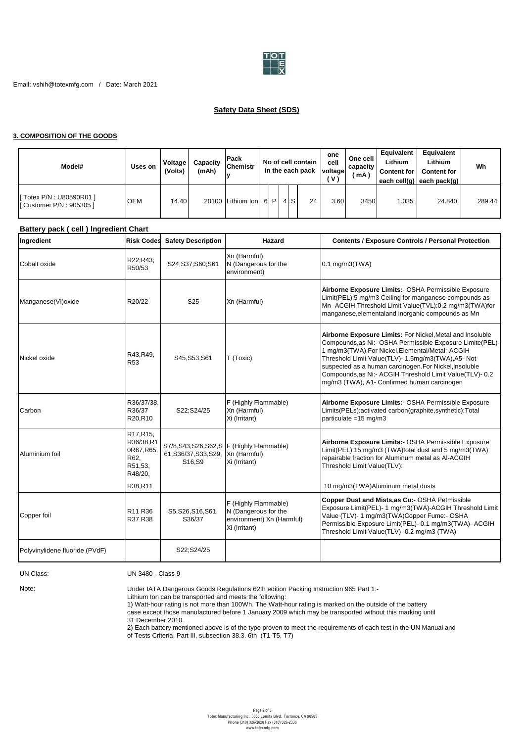Email: vshih@totexmfg.com / Date: March 2021

## Safety Data Sheet (SDS)

### 3. COMPOSITION OF THE GOODS

| Model# | Uses on | Voltage (Volts) | Capacity (mAh) | Pack Chemistry | No of cell contain in the each pack | | | | | one cell voltage (V) | One cell capacity (mA) | Equivalent Lithium Content for each cell(g) | Equivalent Lithium Content for each pack(g) | Wh |
|---|---|---|---|---|---|---|---|---|---|---|---|---|---|---|
| [ Totex P/N : U80590R01 ] [ Customer P/N : 905305 ] | OEM | 14.40 | 20100 | Lithium Ion | 6 | P | 4 | S | 24 | 3.60 | 3450 | 1.035 | 24.840 | 289.44 |

**Battery pack ( cell ) Ingredient Chart**

| Ingredient | Risk Codes | Safety Description | Hazard | Contents / Exposure Controls / Personal Protection |
|---|---|---|---|---|
| Cobalt oxide | R22;R43; R50/53 | S24;S37;S60;S61 | Xn (Harmful) N (Dangerous for the environment) | 0.1 mg/m3(TWA) |
| Manganese(VI)oxide | R20/22 | S25 | Xn (Harmful) | **Airborne Exposure Limits:**- OSHA Permissible Exposure Limit(PEL):5 mg/m3 Ceiling for manganese compounds as Mn -ACGIH Threshold Limit Value(TVL):0.2 mg/m3(TWA)for manganese,elementaland inorganic compounds as Mn |
| Nickel oxide | R43,R49, R53 | S45,S53,S61 | T (Toxic) | **Airborne Exposure Limits:** For Nickel,Metal and Insoluble Compounds,as Ni:- OSHA Permissible Exposure Limite(PEL)-1 mg/m3(TWA).For Nickel,Elemental/Metal:-ACGIH Threshold Limit Value(TLV)- 1.5mg/m3(TWA),A5- Not suspected as a human carcinogen.For Nickel,Insoluble Compounds,as Ni:- ACGIH Threshold Limit Value(TLV)- 0.2 mg/m3 (TWA), A1- Confirmed human carcinogen |
| Carbon | R36/37/38, R36/37 R20,R10 | S22;S24/25 | F (Highly Flammable) Xn (Harmful) Xi (Irritant) | **Airborne Exposure Limits:**- OSHA Permissible Exposure Limits(PELs):activated carbon(graphite,synthetic):Total particulate =15 mg/m3 |
| Aluminium foil | R17,R15, R36/38,R10R67,R65, R62, R51,53, R48/20, R38,R11 | S7/8,S43,S26,S62,S61,S36/37,S33,S29, S16,S9 | F (Highly Flammable) Xn (Harmful) Xi (Irritant) | **Airborne Exposure Limits:**- OSHA Permissible Exposure Limit(PEL):15 mg/m3 (TWA)total dust and 5 mg/m3(TWA) repairable fraction for Aluminum metal as Al-ACGIH Threshold Limit Value(TLV): 10 mg/m3(TWA)Aluminum metal dusts |
| Copper foil | R11 R36 R37 R38 | S5,S26,S16,S61, S36/37 | F (Highly Flammable) N (Dangerous for the environment) Xn (Harmful) Xi (Irritant) | **Copper Dust and Mists,as Cu:**- OSHA Petmissible Exposure Limit(PEL)- 1 mg/m3(TWA)-ACGIH Threshold Limit Value (TLV)- 1 mg/m3(TWA)Copper Fume:- OSHA Permissible Exposure Limit(PEL)- 0.1 mg/m3(TWA)- ACGIH Threshold Limit Value(TLV)- 0.2 mg/m3 (TWA) |
| Polyvinylidene fluoride (PVdF) | | S22;S24/25 | | |

UN Class: UN 3480 - Class 9

Note: Under IATA Dangerous Goods Regulations 62th edition Packing Instruction 965 Part 1:-
Lithium Ion can be transported and meets the following:
1) Watt-hour rating is not more than 100Wh. The Watt-hour rating is marked on the outside of the battery case except those manufactured before 1 January 2009 which may be transported without this marking until 31 December 2010.
2) Each battery mentioned above is of the type proven to meet the requirements of each test in the UN Manual and of Tests Criteria, Part III, subsection 38.3. 6th (T1-T5, T7)

Totex Manufacturing Inc. 3050 Lomita Blvd. Torrance, CA 90505
Phone (310) 326-2028 Fax (310) 326-2336
www.totexmfg.com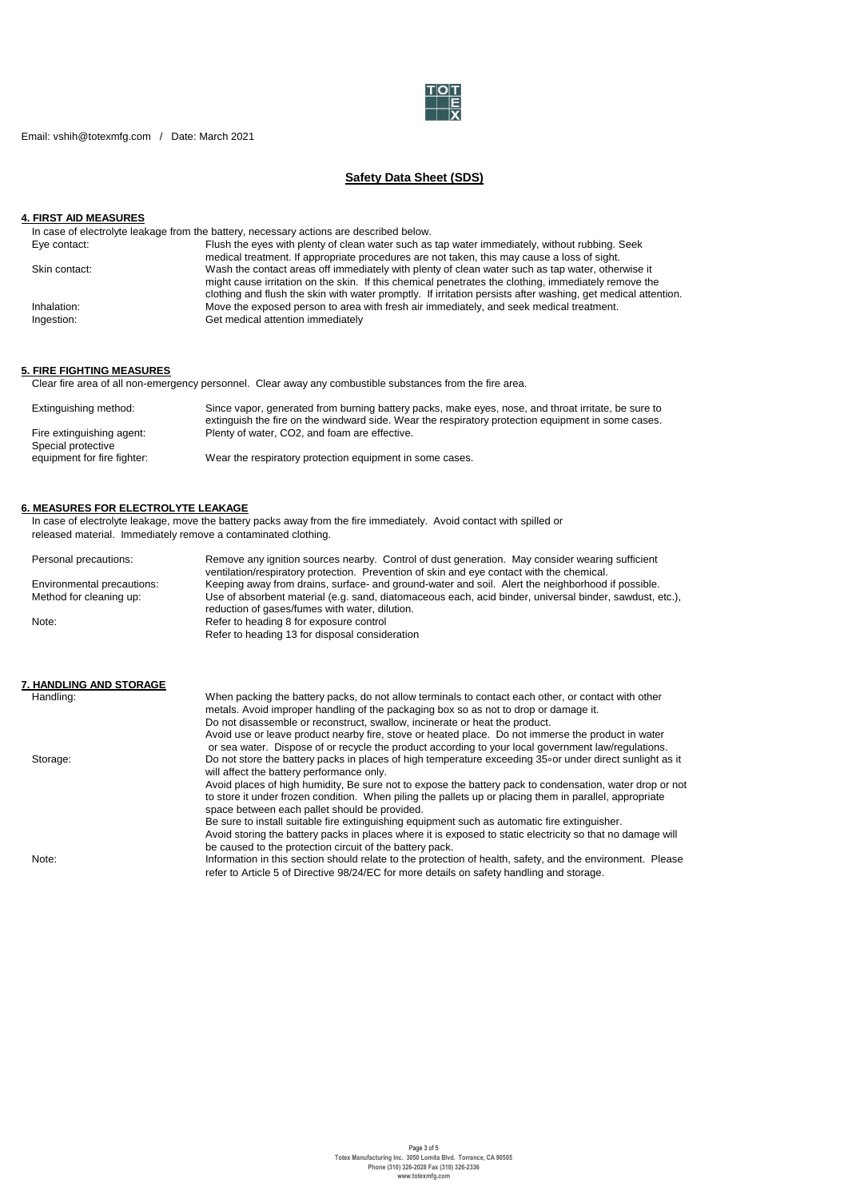Email: vshih@totexmfg.com / Date: March 2021

## Safety Data Sheet (SDS)

### 4. FIRST AID MEASURES

In case of electrolyte leakage from the battery, necessary actions are described below.

| | |
|---|---|
| Eye contact: | Flush the eyes with plenty of clean water such as tap water immediately, without rubbing. Seek medical treatment. If appropriate procedures are not taken, this may cause a loss of sight. |
| Skin contact: | Wash the contact areas off immediately with plenty of clean water such as tap water, otherwise it might cause irritation on the skin. If this chemical penetrates the clothing, immediately remove the clothing and flush the skin with water promptly. If irritation persists after washing, get medical attention. |
| Inhalation: | Move the exposed person to area with fresh air immediately, and seek medical treatment. |
| Ingestion: | Get medical attention immediately |

### 5. FIRE FIGHTING MEASURES

Clear fire area of all non-emergency personnel. Clear away any combustible substances from the fire area.

| | |
|---|---|
| Extinguishing method: | Since vapor, generated from burning battery packs, make eyes, nose, and throat irritate, be sure to extinguish the fire on the windward side. Wear the respiratory protection equipment in some cases. |
| Fire extinguishing agent: | Plenty of water, $CO_2$, and foam are effective. |
| Special protective equipment for fire fighter: | Wear the respiratory protection equipment in some cases. |

### 6. MEASURES FOR ELECTROLYTE LEAKAGE

In case of electrolyte leakage, move the battery packs away from the fire immediately. Avoid contact with spilled or released material. Immediately remove a contaminated clothing.

| | |
|---|---|
| Personal precautions: | Remove any ignition sources nearby. Control of dust generation. May consider wearing sufficient ventilation/respiratory protection. Prevention of skin and eye contact with the chemical. |
| Environmental precautions: | Keeping away from drains, surface- and ground-water and soil. Alert the neighborhood if possible. |
| Method for cleaning up: | Use of absorbent material (e.g. sand, diatomaceous each, acid binder, universal binder, sawdust, etc.), reduction of gases/fumes with water, dilution. |
| Note: | Refer to heading 8 for exposure control<br>Refer to heading 13 for disposal consideration |

### 7. HANDLING AND STORAGE

| | |
|---|---|
| Handling: | When packing the battery packs, do not allow terminals to contact each other, or contact with other metals. Avoid improper handling of the packaging box so as not to drop or damage it.<br>Do not disassemble or reconstruct, swallow, incinerate or heat the product.<br>Avoid use or leave product nearby fire, stove or heated place. Do not immerse the product in water or sea water. Dispose of or recycle the product according to your local government law/regulations. |
| Storage: | Do not store the battery packs in places of high temperature exceeding 35∘or under direct sunlight as it will affect the battery performance only.<br>Avoid places of high humidity, Be sure not to expose the battery pack to condensation, water drop or not to store it under frozen condition. When piling the pallets up or placing them in parallel, appropriate space between each pallet should be provided.<br>Be sure to install suitable fire extinguishing equipment such as automatic fire extinguisher.<br>Avoid storing the battery packs in places where it is exposed to static electricity so that no damage will be caused to the protection circuit of the battery pack. |
| Note: | Information in this section should relate to the protection of health, safety, and the environment. Please refer to Article 5 of Directive 98/24/EC for more details on safety handling and storage. |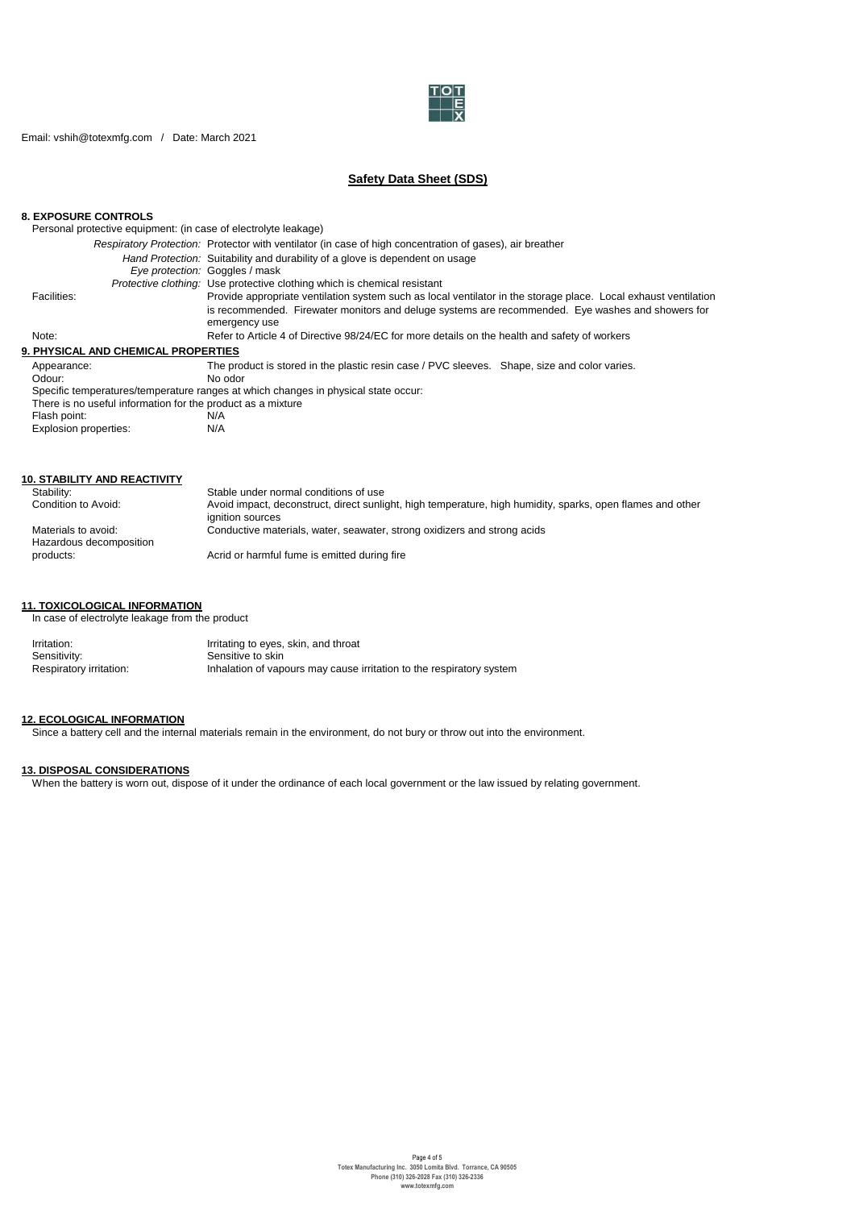Email: vshih@totexmfg.com / Date: March 2021

## Safety Data Sheet (SDS)

### 8. EXPOSURE CONTROLS

Personal protective equipment: (in case of electrolyte leakage)

| | |
|---|---|
| *Respiratory Protection:* | Protector with ventilator (in case of high concentration of gases), air breather |
| *Hand Protection:* | Suitability and durability of a glove is dependent on usage |
| *Eye protection:* | Goggles / mask |
| *Protective clothing:* | Use protective clothing which is chemical resistant |
| Facilities: | Provide appropriate ventilation system such as local ventilator in the storage place. Local exhaust ventilation is recommended. Firewater monitors and deluge systems are recommended. Eye washes and showers for emergency use |
| Note: | Refer to Article 4 of Directive 98/24/EC for more details on the health and safety of workers |

### 9. PHYSICAL AND CHEMICAL PROPERTIES

| | |
|---|---|
| Appearance: | The product is stored in the plastic resin case / PVC sleeves. Shape, size and color varies. |
| Odour: | No odor |

Specific temperatures/temperature ranges at which changes in physical state occur:

There is no useful information for the product as a mixture

| | |
|---|---|
| Flash point: | N/A |
| Explosion properties: | N/A |

### 10. STABILITY AND REACTIVITY

| | |
|---|---|
| Stability: | Stable under normal conditions of use |
| Condition to Avoid: | Avoid impact, deconstruct, direct sunlight, high temperature, high humidity, sparks, open flames and other ignition sources |
| Materials to avoid: | Conductive materials, water, seawater, strong oxidizers and strong acids |
| Hazardous decomposition products: | Acrid or harmful fume is emitted during fire |

### 11. TOXICOLOGICAL INFORMATION

In case of electrolyte leakage from the product

| | |
|---|---|
| Irritation: | Irritating to eyes, skin, and throat |
| Sensitivity: | Sensitive to skin |
| Respiratory irritation: | Inhalation of vapours may cause irritation to the respiratory system |

### 12. ECOLOGICAL INFORMATION

Since a battery cell and the internal materials remain in the environment, do not bury or throw out into the environment.

### 13. DISPOSAL CONSIDERATIONS

When the battery is worn out, dispose of it under the ordinance of each local government or the law issued by relating government.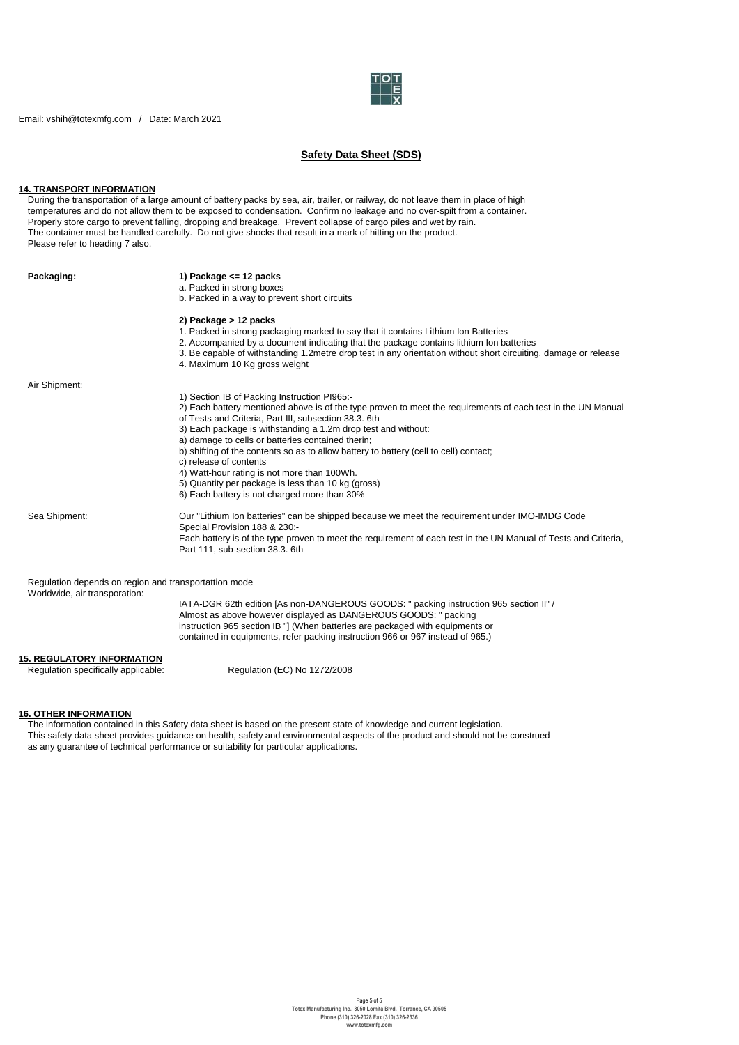Email: vshih@totexmfg.com / Date: March 2021

## Safety Data Sheet (SDS)

### 14. TRANSPORT INFORMATION

During the transportation of a large amount of battery packs by sea, air, trailer, or railway, do not leave them in place of high temperatures and do not allow them to be exposed to condensation. Confirm no leakage and no over-spilt from a container. Properly store cargo to prevent falling, dropping and breakage. Prevent collapse of cargo piles and wet by rain. The container must be handled carefully. Do not give shocks that result in a mark of hitting on the product. Please refer to heading 7 also.

**Packaging:**

**1) Package <= 12 packs**

a. Packed in strong boxes
b. Packed in a way to prevent short circuits

**2) Package > 12 packs**

1. Packed in strong packaging marked to say that it contains Lithium Ion Batteries
2. Accompanied by a document indicating that the package contains lithium Ion batteries
3. Be capable of withstanding 1.2metre drop test in any orientation without short circuiting, damage or release
4. Maximum 10 Kg gross weight

Air Shipment:

1) Section IB of Packing Instruction PI965:-
2) Each battery mentioned above is of the type proven to meet the requirements of each test in the UN Manual of Tests and Criteria, Part III, subsection 38.3. 6th
3) Each package is withstanding a 1.2m drop test and without:
a) damage to cells or batteries contained therin;
b) shifting of the contents so as to allow battery to battery (cell to cell) contact;
c) release of contents
4) Watt-hour rating is not more than 100Wh.
5) Quantity per package is less than 10 kg (gross)
6) Each battery is not charged more than 30%

Sea Shipment:

Our "Lithium Ion batteries" can be shipped because we meet the requirement under IMO-IMDG Code Special Provision 188 & 230:-
Each battery is of the type proven to meet the requirement of each test in the UN Manual of Tests and Criteria, Part 111, sub-section 38.3. 6th

Regulation depends on region and transportattion mode
Worldwide, air transporation:

IATA-DGR 62th edition [As non-DANGEROUS GOODS: " packing instruction 965 section II" / Almost as above however displayed as DANGEROUS GOODS: " packing instruction 965 section IB "] (When batteries are packaged with equipments or contained in equipments, refer packing instruction 966 or 967 instead of 965.)

### 15. REGULATORY INFORMATION

Regulation specifically applicable: Regulation (EC) No 1272/2008

### 16. OTHER INFORMATION

The information contained in this Safety data sheet is based on the present state of knowledge and current legislation. This safety data sheet provides guidance on health, safety and environmental aspects of the product and should not be construed as any guarantee of technical performance or suitability for particular applications.

Totex Manufacturing Inc. 3050 Lomita Blvd. Torrance, CA 90505
Phone (310) 326-2028 Fax (310) 326-2336
www.totexmfg.com